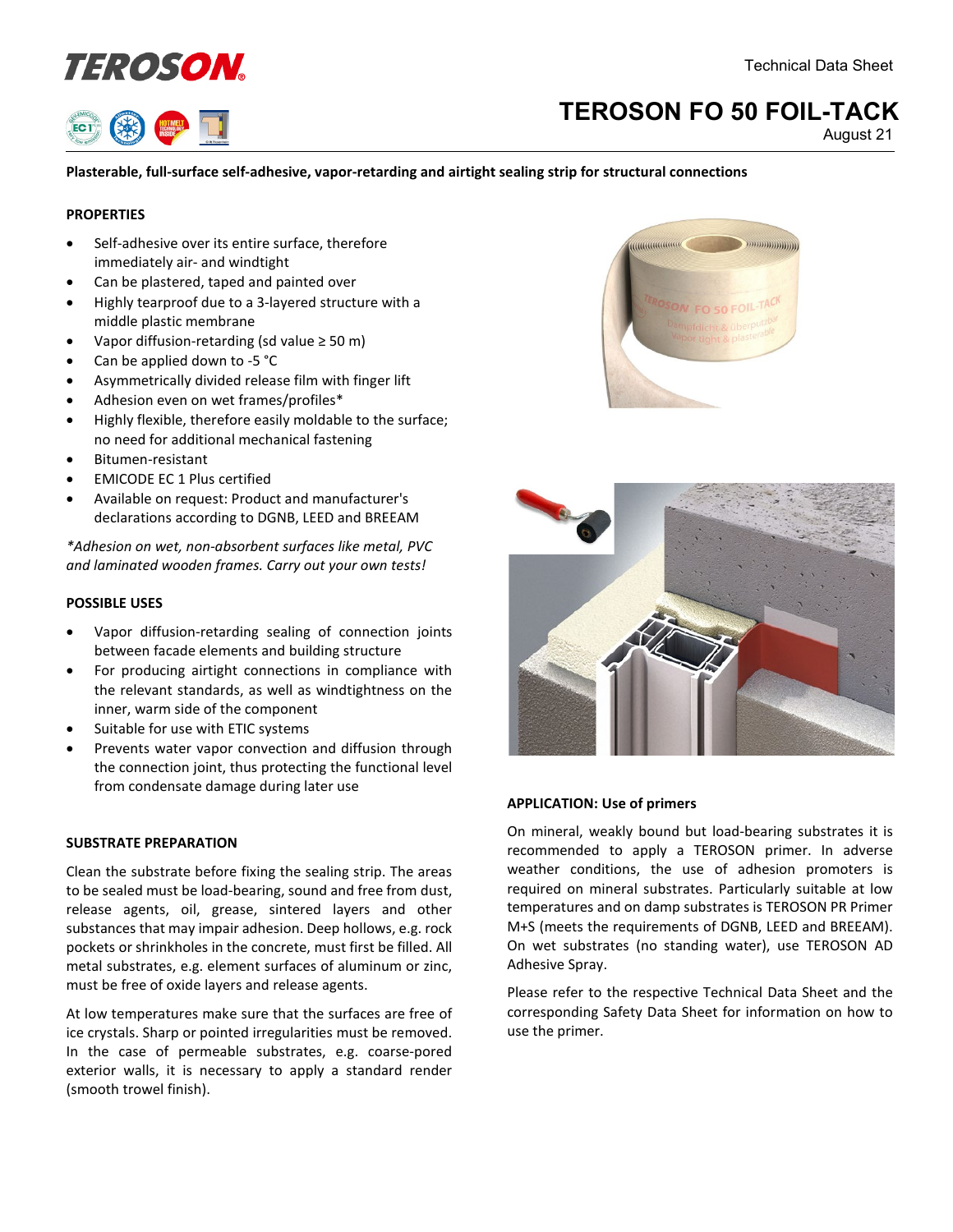# TEROSON FO 50 FOIL-TACK

Technical Data Sheet

August 21

**Plasterable, full-surface self-adhesive, vapor-retarding and airtight sealing strip for structural connections**

## PROPERTIES

- Self-adhesive over its entire surface, therefore immediately air- and windtight
- Can be plastered, taped and painted over
- Highly tearproof due to a 3-layered structure with a middle plastic membrane
- Vapor diffusion-retarding (sd value ≥ 50 m)
- Can be applied down to -5 °C
- Asymmetrically divided release film with finger lift
- Adhesion even on wet frames/profiles*
- Highly flexible, therefore easily moldable to the surface; no need for additional mechanical fastening
- Bitumen-resistant
- EMICODE EC 1 Plus certified
- Available on request: Product and manufacturer's declarations according to DGNB, LEED and BREEAM

*\*Adhesion on wet, non-absorbent surfaces like metal, PVC and laminated wooden frames. Carry out your own tests!*

## POSSIBLE USES

- Vapor diffusion-retarding sealing of connection joints between facade elements and building structure
- For producing airtight connections in compliance with the relevant standards, as well as windtightness on the inner, warm side of the component
- Suitable for use with ETIC systems
- Prevents water vapor convection and diffusion through the connection joint, thus protecting the functional level from condensate damage during later use

## SUBSTRATE PREPARATION

Clean the substrate before fixing the sealing strip. The areas to be sealed must be load-bearing, sound and free from dust, release agents, oil, grease, sintered layers and other substances that may impair adhesion. Deep hollows, e.g. rock pockets or shrinkholes in the concrete, must first be filled. All metal substrates, e.g. element surfaces of aluminum or zinc, must be free of oxide layers and release agents.

At low temperatures make sure that the surfaces are free of ice crystals. Sharp or pointed irregularities must be removed. In the case of permeable substrates, e.g. coarse-pored exterior walls, it is necessary to apply a standard render (smooth trowel finish).

## APPLICATION: Use of primers

On mineral, weakly bound but load-bearing substrates it is recommended to apply a TEROSON primer. In adverse weather conditions, the use of adhesion promoters is required on mineral substrates. Particularly suitable at low temperatures and on damp substrates is TEROSON PR Primer M+S (meets the requirements of DGNB, LEED and BREEAM). On wet substrates (no standing water), use TEROSON AD Adhesive Spray.

Please refer to the respective Technical Data Sheet and the corresponding Safety Data Sheet for information on how to use the primer.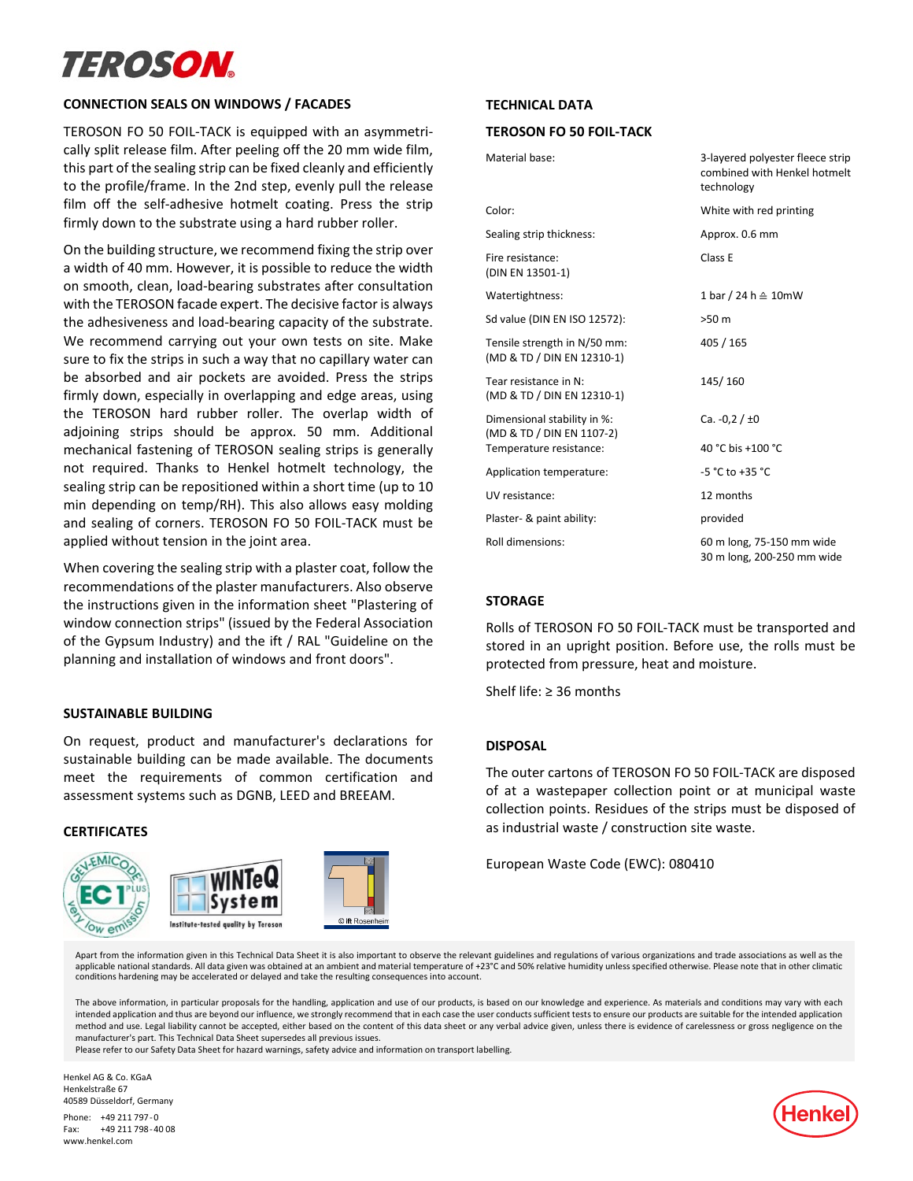## CONNECTION SEALS ON WINDOWS / FACADES

TEROSON FO 50 FOIL-TACK is equipped with an asymmetrically split release film. After peeling off the 20 mm wide film, this part of the sealing strip can be fixed cleanly and efficiently to the profile/frame. In the 2nd step, evenly pull the release film off the self-adhesive hotmelt coating. Press the strip firmly down to the substrate using a hard rubber roller.

On the building structure, we recommend fixing the strip over a width of 40 mm. However, it is possible to reduce the width on smooth, clean, load-bearing substrates after consultation with the TEROSON facade expert. The decisive factor is always the adhesiveness and load-bearing capacity of the substrate. We recommend carrying out your own tests on site. Make sure to fix the strips in such a way that no capillary water can be absorbed and air pockets are avoided. Press the strips firmly down, especially in overlapping and edge areas, using the TEROSON hard rubber roller. The overlap width of adjoining strips should be approx. 50 mm. Additional mechanical fastening of TEROSON sealing strips is generally not required. Thanks to Henkel hotmelt technology, the sealing strip can be repositioned within a short time (up to 10 min depending on temp/RH). This also allows easy molding and sealing of corners. TEROSON FO 50 FOIL-TACK must be applied without tension in the joint area.

When covering the sealing strip with a plaster coat, follow the recommendations of the plaster manufacturers. Also observe the instructions given in the information sheet "Plastering of window connection strips" (issued by the Federal Association of the Gypsum Industry) and the ift / RAL "Guideline on the planning and installation of windows and front doors".

## SUSTAINABLE BUILDING

On request, product and manufacturer's declarations for sustainable building can be made available. The documents meet the requirements of common certification and assessment systems such as DGNB, LEED and BREEAM.

## CERTIFICATES

## TECHNICAL DATA

### TEROSON FO 50 FOIL-TACK

| | |
|---|---|
| Material base: | 3-layered polyester fleece strip combined with Henkel hotmelt technology |
| Color: | White with red printing |
| Sealing strip thickness: | Approx. 0.6 mm |
| Fire resistance: (DIN EN 13501-1) | Class E |
| Watertightness: | 1 bar / 24 h ≙ 10mW |
| Sd value (DIN EN ISO 12572): | >50 m |
| Tensile strength in N/50 mm: (MD & TD / DIN EN 12310-1) | 405 / 165 |
| Tear resistance in N: (MD & TD / DIN EN 12310-1) | 145/ 160 |
| Dimensional stability in %: (MD & TD / DIN EN 1107-2) | Ca. -0,2 / ±0 |
| Temperature resistance: | 40 °C bis +100 °C |
| Application temperature: | -5 °C to +35 °C |
| UV resistance: | 12 months |
| Plaster- & paint ability: | provided |
| Roll dimensions: | 60 m long, 75-150 mm wide<br>30 m long, 200-250 mm wide |

## STORAGE

Rolls of TEROSON FO 50 FOIL-TACK must be transported and stored in an upright position. Before use, the rolls must be protected from pressure, heat and moisture.

Shelf life: ≥ 36 months

## DISPOSAL

The outer cartons of TEROSON FO 50 FOIL-TACK are disposed of at a wastepaper collection point or at municipal waste collection points. Residues of the strips must be disposed of as industrial waste / construction site waste.

European Waste Code (EWC): 080410

Apart from the information given in this Technical Data Sheet it is also important to observe the relevant guidelines and regulations of various organizations and trade associations as well as the applicable national standards. All data given was obtained at an ambient and material temperature of +23°C and 50% relative humidity unless specified otherwise. Please note that in other climatic conditions hardening may be accelerated or delayed and take the resulting consequences into account.

The above information, in particular proposals for the handling, application and use of our products, is based on our knowledge and experience. As materials and conditions may vary with each intended application and thus are beyond our influence, we strongly recommend that in each case the user conducts sufficient tests to ensure our products are suitable for the intended application method and use. Legal liability cannot be accepted, either based on the content of this data sheet or any verbal advice given, unless there is evidence of carelessness or gross negligence on the manufacturer's part. This Technical Data Sheet supersedes all previous issues.
Please refer to our Safety Data Sheet for hazard warnings, safety advice and information on transport labelling.

Henkel AG & Co. KGaA
Henkelstraße 67
40589 Düsseldorf, Germany

Phone: +49 211 797-0
Fax: +49 211 798-40 08
www.henkel.com